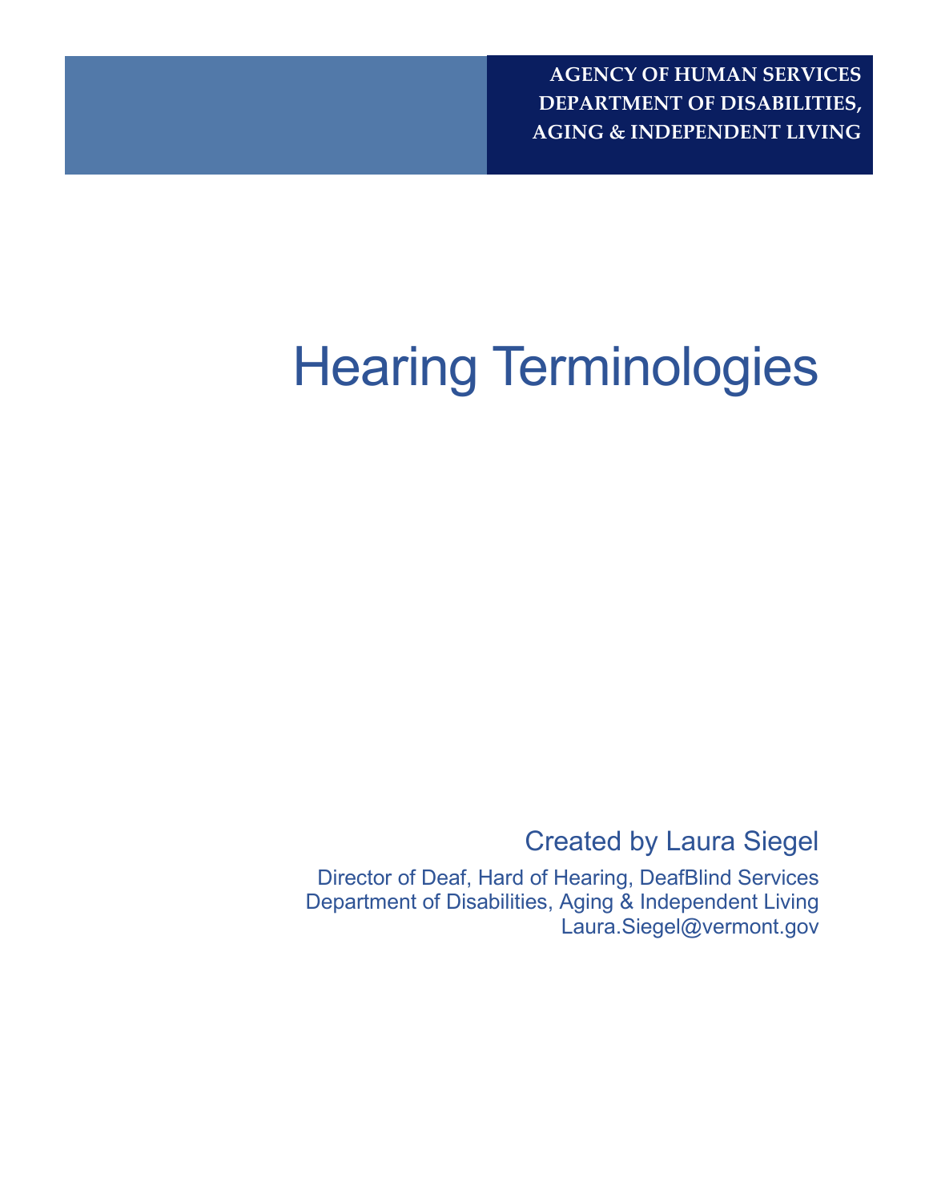AGENCY OF HUMAN SERVICES
DEPARTMENT OF DISABILITIES,
AGING & INDEPENDENT LIVING

# Hearing Terminologies

Created by Laura Siegel

Director of Deaf, Hard of Hearing, DeafBlind Services
Department of Disabilities, Aging & Independent Living
Laura.Siegel@vermont.gov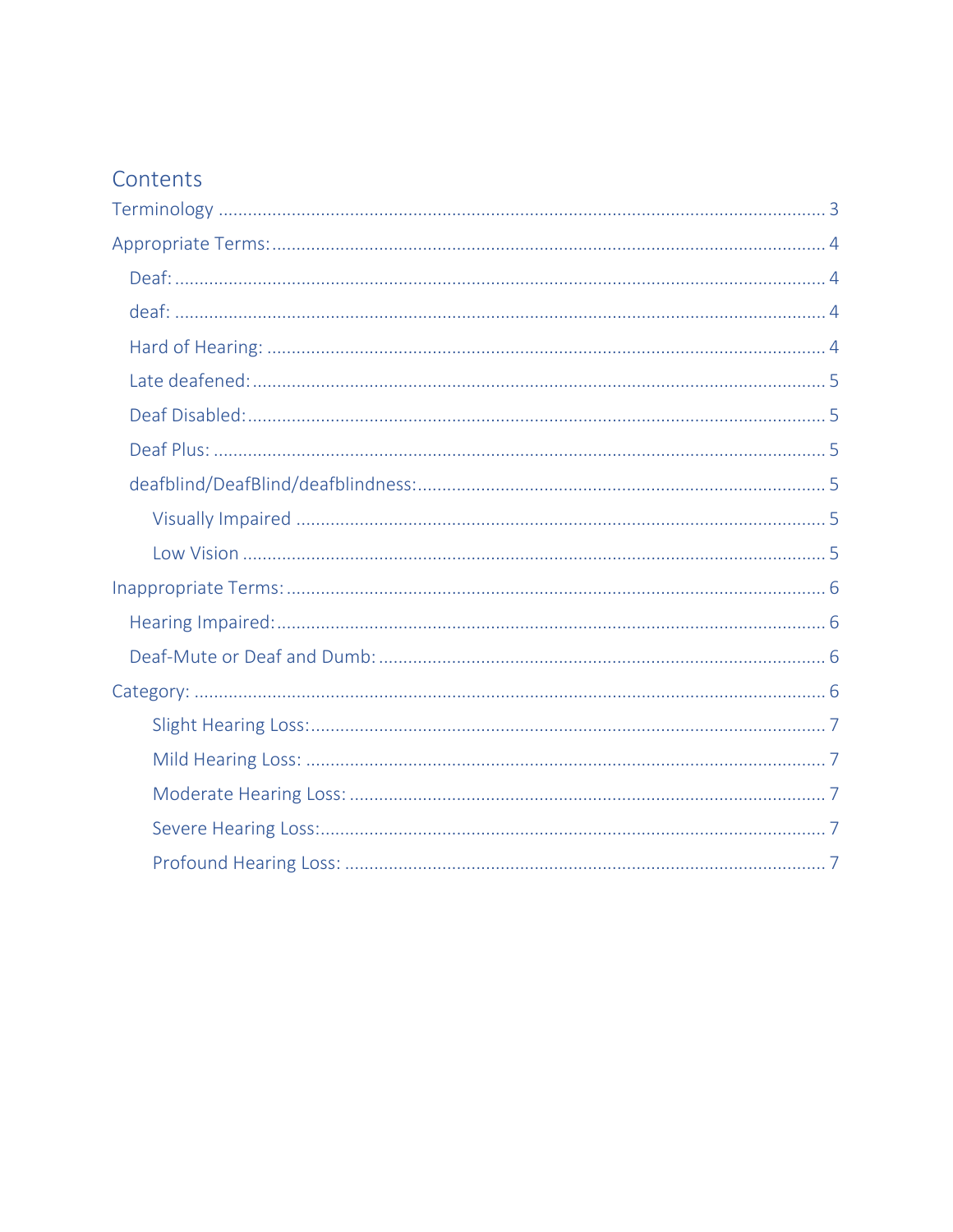# Contents

- Terminology ... 3
- Appropriate Terms: ... 4
  - Deaf: ... 4
  - deaf: ... 4
  - Hard of Hearing: ... 4
  - Late deafened: ... 5
  - Deaf Disabled: ... 5
  - Deaf Plus: ... 5
  - deafblind/DeafBlind/deafblindness: ... 5
    - Visually Impaired ... 5
    - Low Vision ... 5
- Inappropriate Terms: ... 6
  - Hearing Impaired: ... 6
  - Deaf-Mute or Deaf and Dumb: ... 6
- Category: ... 6
    - Slight Hearing Loss: ... 7
    - Mild Hearing Loss: ... 7
    - Moderate Hearing Loss: ... 7
    - Severe Hearing Loss: ... 7
    - Profound Hearing Loss: ... 7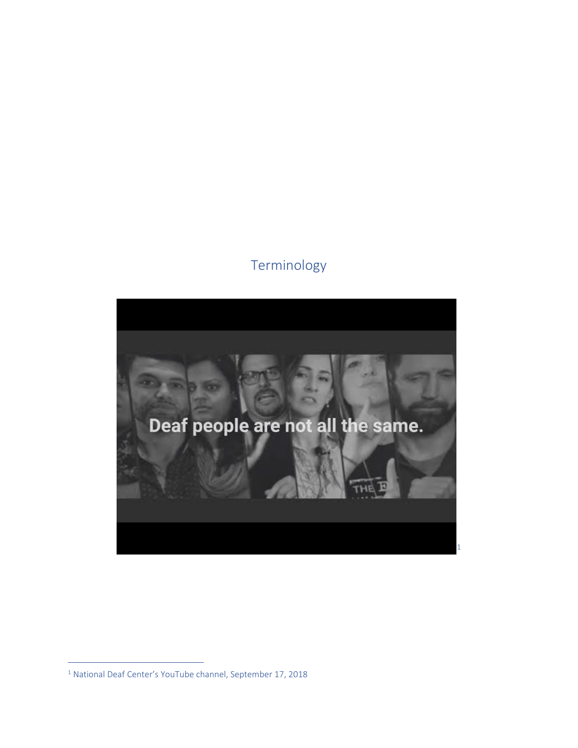## Terminology

Deaf people are not all the same.[1]

[1] National Deaf Center's YouTube channel, September 17, 2018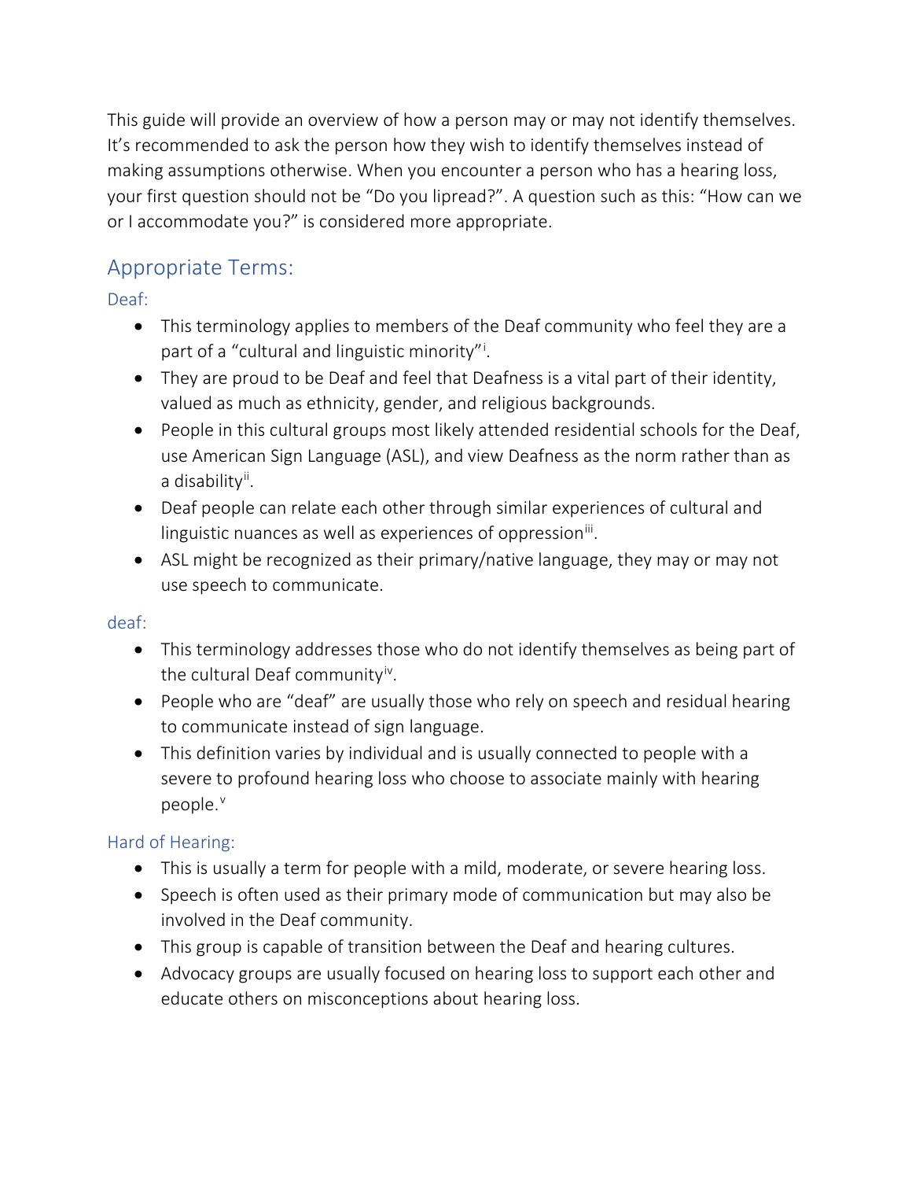This guide will provide an overview of how a person may or may not identify themselves. It's recommended to ask the person how they wish to identify themselves instead of making assumptions otherwise. When you encounter a person who has a hearing loss, your first question should not be "Do you lipread?". A question such as this: "How can we or I accommodate you?" is considered more appropriate.

## Appropriate Terms:

### Deaf:

- This terminology applies to members of the Deaf community who feel they are a part of a "cultural and linguistic minority"[i].
- They are proud to be Deaf and feel that Deafness is a vital part of their identity, valued as much as ethnicity, gender, and religious backgrounds.
- People in this cultural groups most likely attended residential schools for the Deaf, use American Sign Language (ASL), and view Deafness as the norm rather than as a disability[ii].
- Deaf people can relate each other through similar experiences of cultural and linguistic nuances as well as experiences of oppression[iii].
- ASL might be recognized as their primary/native language, they may or may not use speech to communicate.

### deaf:

- This terminology addresses those who do not identify themselves as being part of the cultural Deaf community[iv].
- People who are "deaf" are usually those who rely on speech and residual hearing to communicate instead of sign language.
- This definition varies by individual and is usually connected to people with a severe to profound hearing loss who choose to associate mainly with hearing people.[v]

### Hard of Hearing:

- This is usually a term for people with a mild, moderate, or severe hearing loss.
- Speech is often used as their primary mode of communication but may also be involved in the Deaf community.
- This group is capable of transition between the Deaf and hearing cultures.
- Advocacy groups are usually focused on hearing loss to support each other and educate others on misconceptions about hearing loss.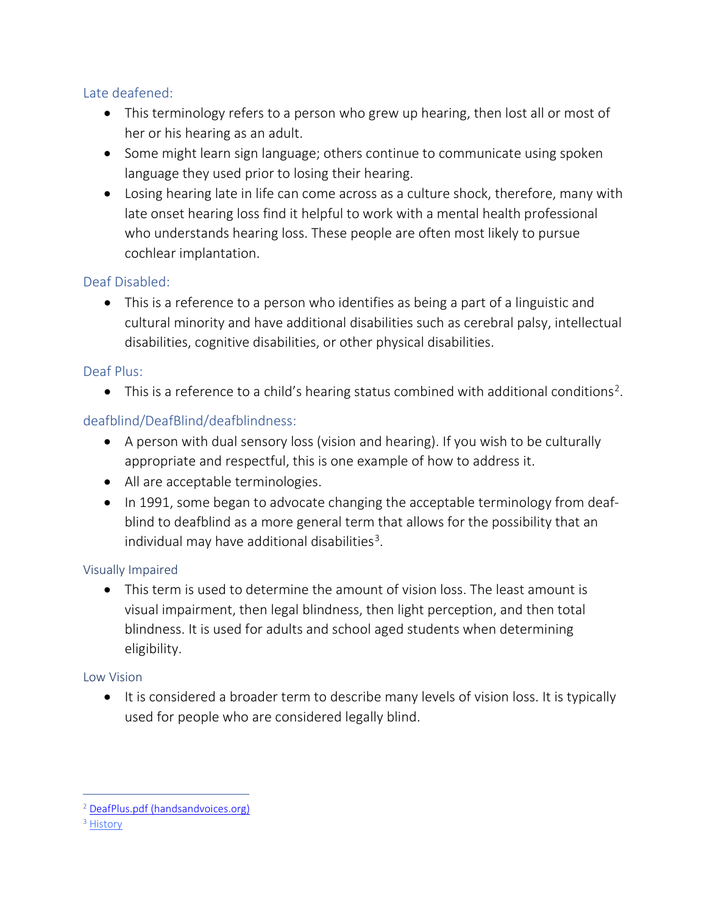### Late deafened:

- This terminology refers to a person who grew up hearing, then lost all or most of her or his hearing as an adult.
- Some might learn sign language; others continue to communicate using spoken language they used prior to losing their hearing.
- Losing hearing late in life can come across as a culture shock, therefore, many with late onset hearing loss find it helpful to work with a mental health professional who understands hearing loss. These people are often most likely to pursue cochlear implantation.

### Deaf Disabled:

- This is a reference to a person who identifies as being a part of a linguistic and cultural minority and have additional disabilities such as cerebral palsy, intellectual disabilities, cognitive disabilities, or other physical disabilities.

### Deaf Plus:

- This is a reference to a child's hearing status combined with additional conditions[2].

### deafblind/DeafBlind/deafblindness:

- A person with dual sensory loss (vision and hearing). If you wish to be culturally appropriate and respectful, this is one example of how to address it.
- All are acceptable terminologies.
- In 1991, some began to advocate changing the acceptable terminology from deaf-blind to deafblind as a more general term that allows for the possibility that an individual may have additional disabilities[3].

### Visually Impaired

- This term is used to determine the amount of vision loss. The least amount is visual impairment, then legal blindness, then light perception, and then total blindness. It is used for adults and school aged students when determining eligibility.

### Low Vision

- It is considered a broader term to describe many levels of vision loss. It is typically used for people who are considered legally blind.

---

[2] DeafPlus.pdf (handsandvoices.org)

[3] History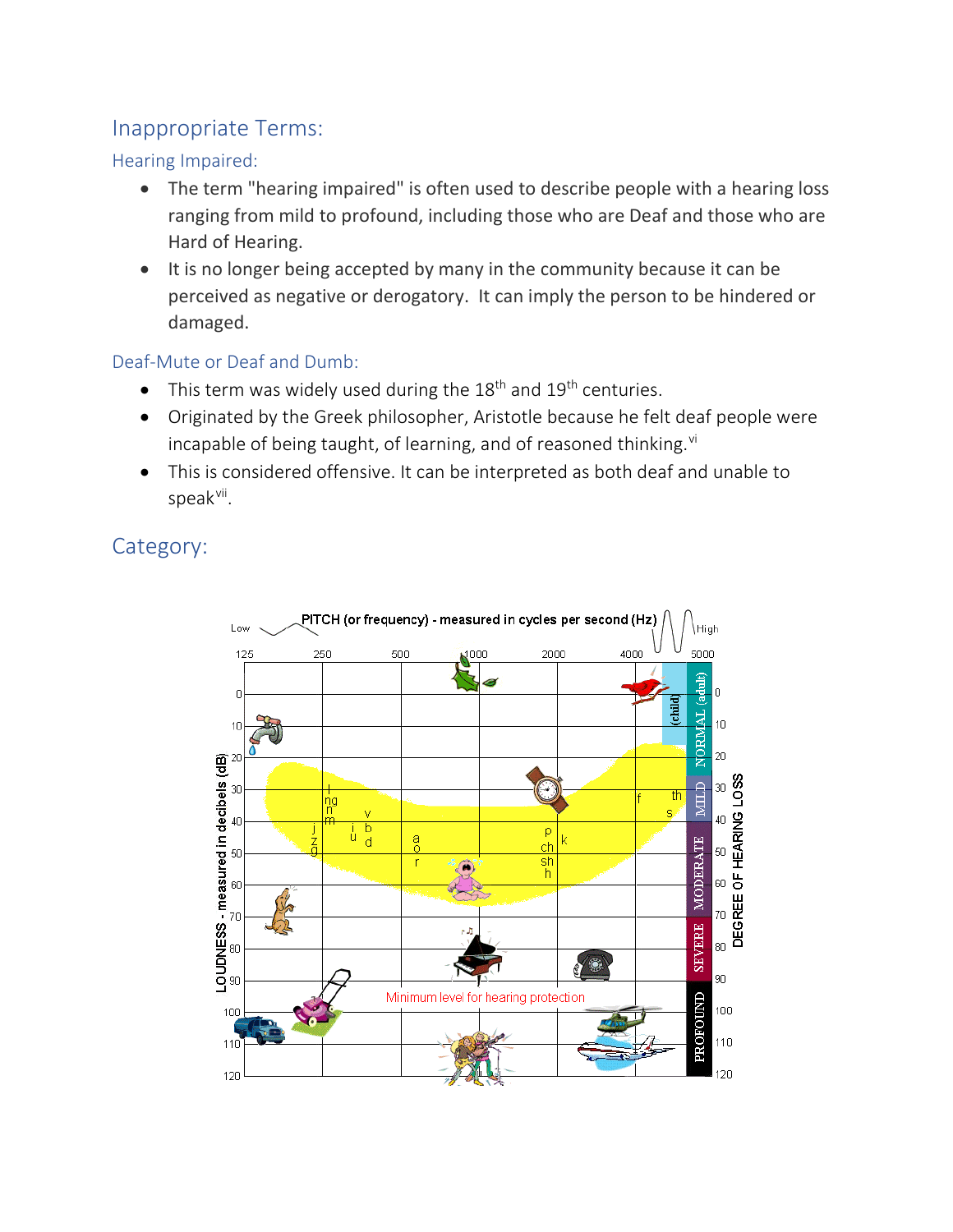## Inappropriate Terms:

### Hearing Impaired:

- The term "hearing impaired" is often used to describe people with a hearing loss ranging from mild to profound, including those who are Deaf and those who are Hard of Hearing.
- It is no longer being accepted by many in the community because it can be perceived as negative or derogatory. It can imply the person to be hindered or damaged.

### Deaf-Mute or Deaf and Dumb:

- This term was widely used during the 18th and 19th centuries.
- Originated by the Greek philosopher, Aristotle because he felt deaf people were incapable of being taught, of learning, and of reasoned thinking.[vi]
- This is considered offensive. It can be interpreted as both deaf and unable to speak[vii].

## Category: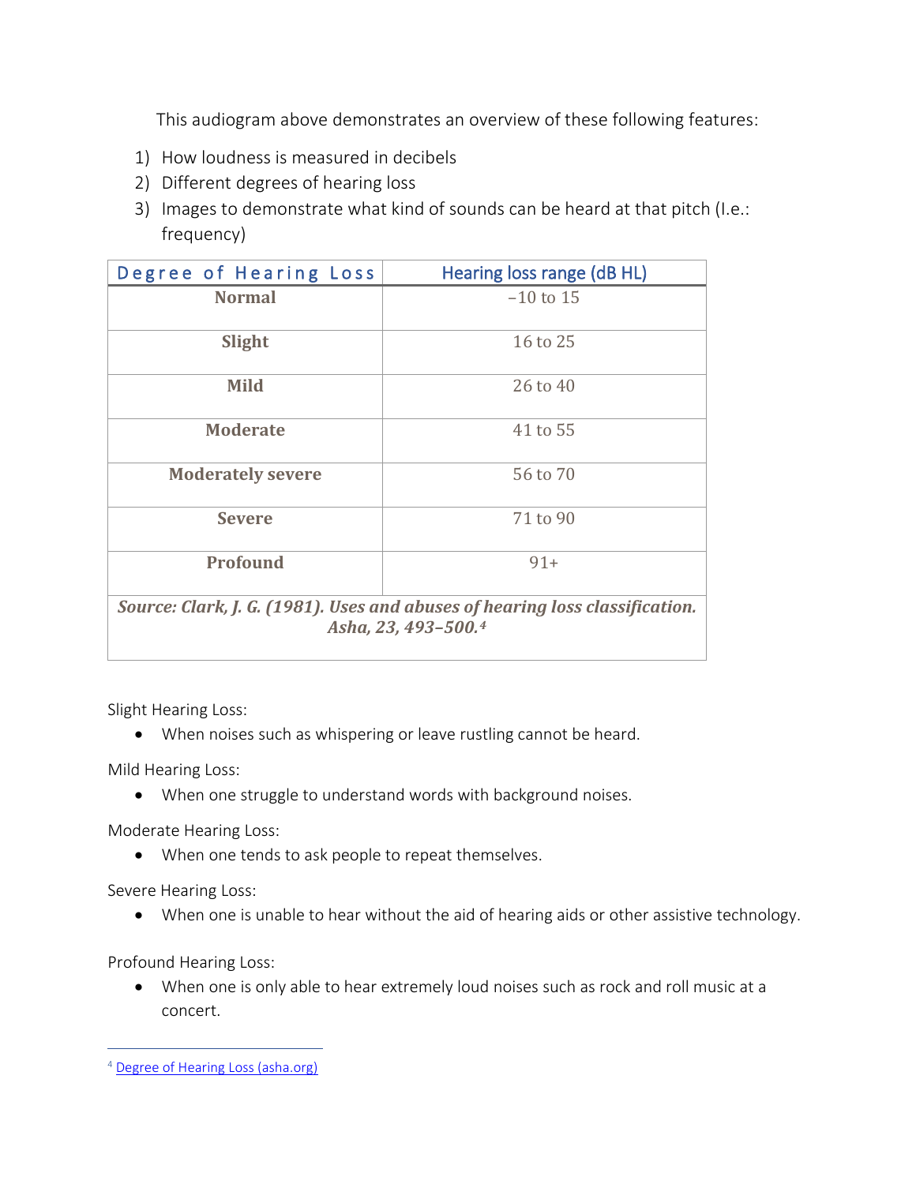This audiogram above demonstrates an overview of these following features:

1) How loudness is measured in decibels
2) Different degrees of hearing loss
3) Images to demonstrate what kind of sounds can be heard at that pitch (I.e.: frequency)

| Degree of Hearing Loss | Hearing loss range (dB HL) |
|---|---|
| **Normal** | −10 to 15 |
| **Slight** | 16 to 25 |
| **Mild** | 26 to 40 |
| **Moderate** | 41 to 55 |
| **Moderately severe** | 56 to 70 |
| **Severe** | 71 to 90 |
| **Profound** | 91+ |
| ***Source: Clark, J. G. (1981). Uses and abuses of hearing loss classification. Asha, 23, 493–500.[4]*** | |

Slight Hearing Loss:

- When noises such as whispering or leave rustling cannot be heard.

Mild Hearing Loss:

- When one struggle to understand words with background noises.

Moderate Hearing Loss:

- When one tends to ask people to repeat themselves.

Severe Hearing Loss:

- When one is unable to hear without the aid of hearing aids or other assistive technology.

Profound Hearing Loss:

- When one is only able to hear extremely loud noises such as rock and roll music at a concert.

---

[4] Degree of Hearing Loss (asha.org)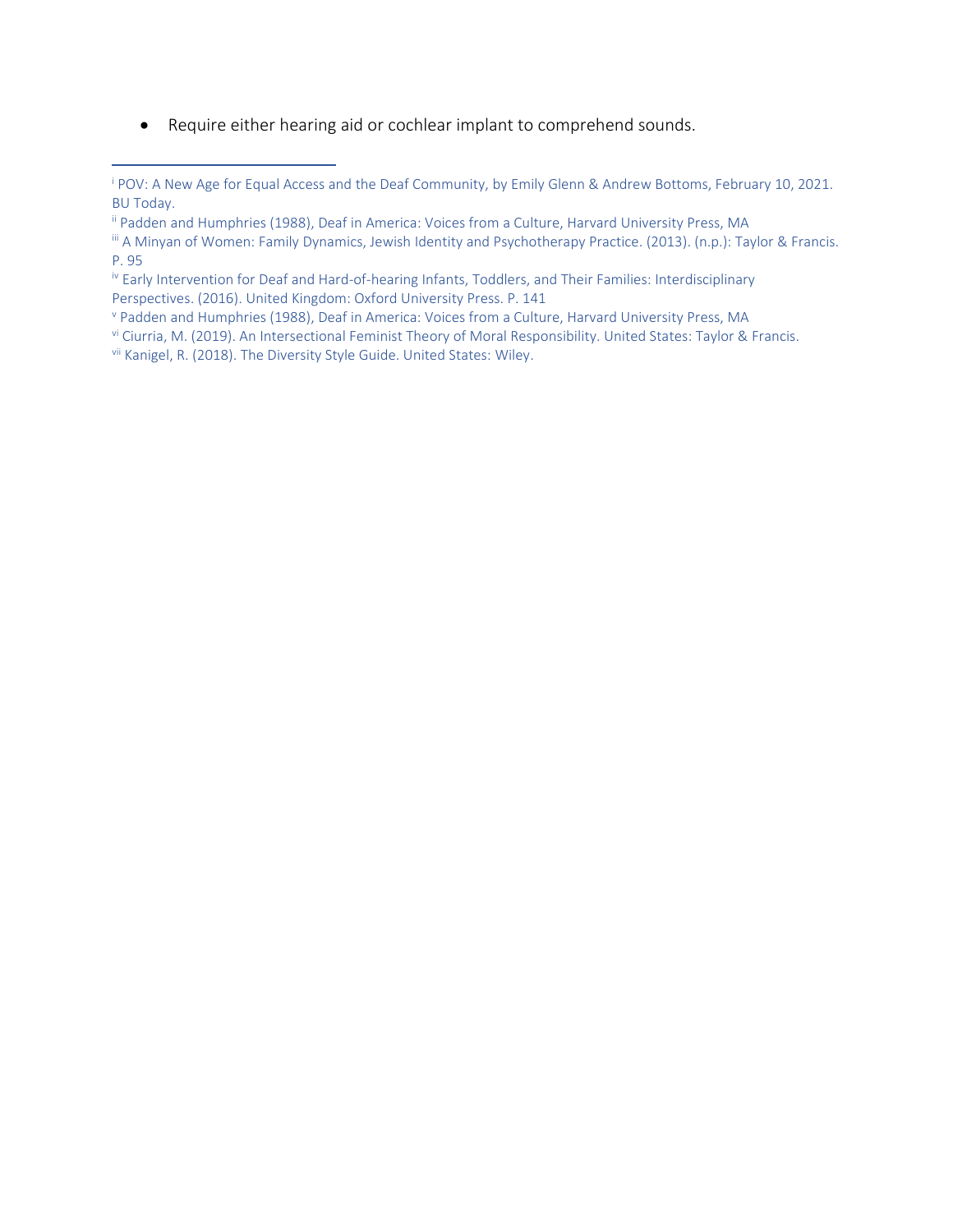- Require either hearing aid or cochlear implant to comprehend sounds.

---

[i] POV: A New Age for Equal Access and the Deaf Community, by Emily Glenn & Andrew Bottoms, February 10, 2021. BU Today.

[ii] Padden and Humphries (1988), Deaf in America: Voices from a Culture, Harvard University Press, MA

[iii] A Minyan of Women: Family Dynamics, Jewish Identity and Psychotherapy Practice. (2013). (n.p.): Taylor & Francis. P. 95

[iv] Early Intervention for Deaf and Hard-of-hearing Infants, Toddlers, and Their Families: Interdisciplinary Perspectives. (2016). United Kingdom: Oxford University Press. P. 141

[v] Padden and Humphries (1988), Deaf in America: Voices from a Culture, Harvard University Press, MA

[vi] Ciurria, M. (2019). An Intersectional Feminist Theory of Moral Responsibility. United States: Taylor & Francis.

[vii] Kanigel, R. (2018). The Diversity Style Guide. United States: Wiley.